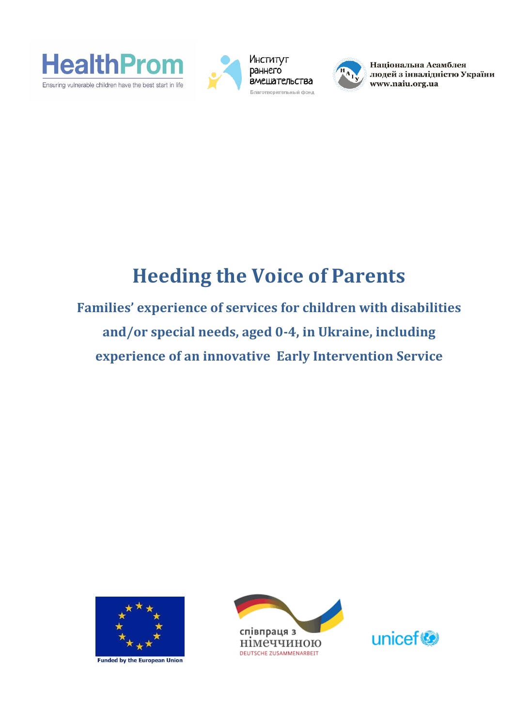HealthProm

Ensuring vulnerable children have the best start in life

Институт раннего вмешательства

Благотворительный фонд

Національна Асамблея людей з інвалідністю України

www.naiu.org.ua

# Heeding the Voice of Parents

## Families' experience of services for children with disabilities and/or special needs, aged 0-4, in Ukraine, including experience of an innovative Early Intervention Service

Funded by the European Union

співпраця з німеччиною

DEUTSCHE ZUSAMMENARBEIT

unicef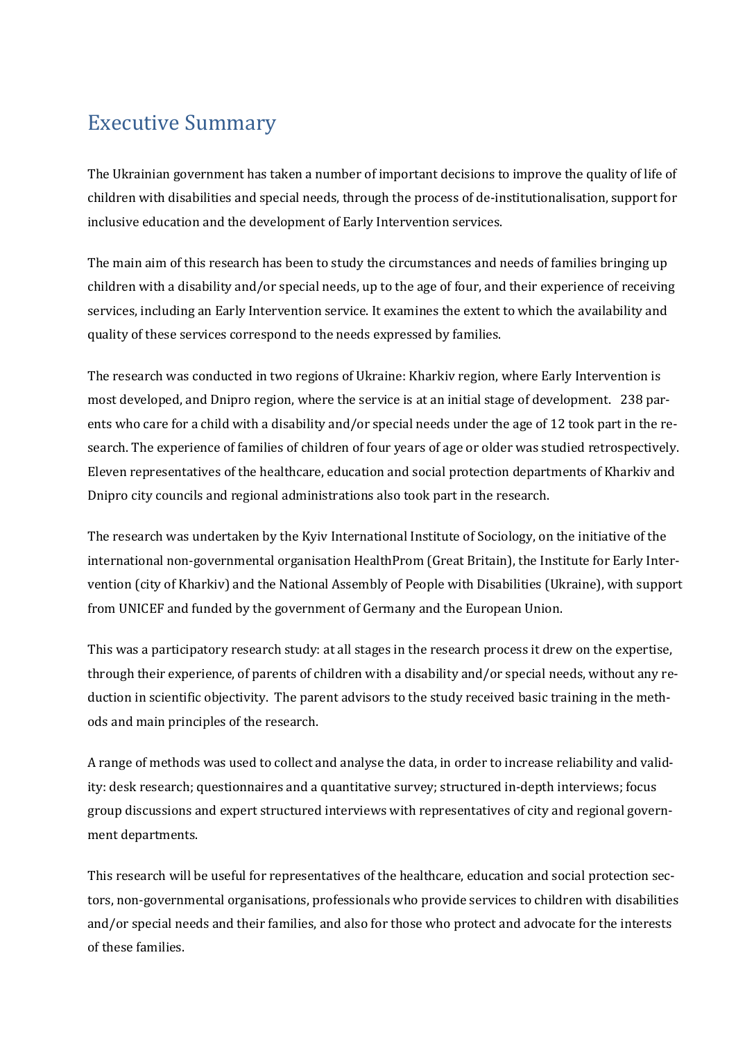# Executive Summary

The Ukrainian government has taken a number of important decisions to improve the quality of life of children with disabilities and special needs, through the process of de-institutionalisation, support for inclusive education and the development of Early Intervention services.

The main aim of this research has been to study the circumstances and needs of families bringing up children with a disability and/or special needs, up to the age of four, and their experience of receiving services, including an Early Intervention service. It examines the extent to which the availability and quality of these services correspond to the needs expressed by families.

The research was conducted in two regions of Ukraine: Kharkiv region, where Early Intervention is most developed, and Dnipro region, where the service is at an initial stage of development. 238 parents who care for a child with a disability and/or special needs under the age of 12 took part in the research. The experience of families of children of four years of age or older was studied retrospectively. Eleven representatives of the healthcare, education and social protection departments of Kharkiv and Dnipro city councils and regional administrations also took part in the research.

The research was undertaken by the Kyiv International Institute of Sociology, on the initiative of the international non-governmental organisation HealthProm (Great Britain), the Institute for Early Intervention (city of Kharkiv) and the National Assembly of People with Disabilities (Ukraine), with support from UNICEF and funded by the government of Germany and the European Union.

This was a participatory research study: at all stages in the research process it drew on the expertise, through their experience, of parents of children with a disability and/or special needs, without any reduction in scientific objectivity. The parent advisors to the study received basic training in the methods and main principles of the research.

A range of methods was used to collect and analyse the data, in order to increase reliability and validity: desk research; questionnaires and a quantitative survey; structured in-depth interviews; focus group discussions and expert structured interviews with representatives of city and regional government departments.

This research will be useful for representatives of the healthcare, education and social protection sectors, non-governmental organisations, professionals who provide services to children with disabilities and/or special needs and their families, and also for those who protect and advocate for the interests of these families.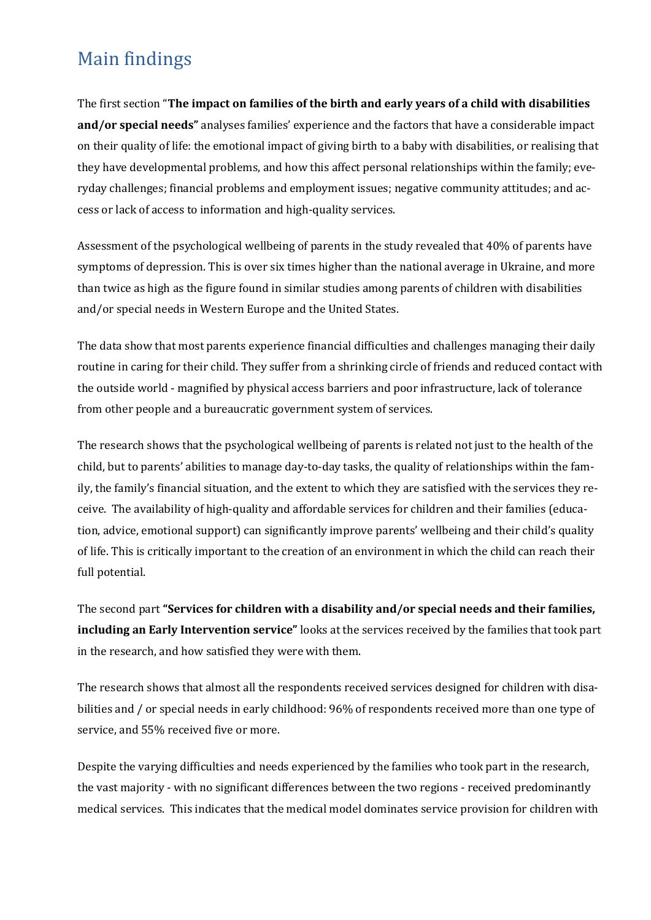## Main findings

The first section "**The impact on families of the birth and early years of a child with disabilities and/or special needs"** analyses families' experience and the factors that have a considerable impact on their quality of life: the emotional impact of giving birth to a baby with disabilities, or realising that they have developmental problems, and how this affect personal relationships within the family; everyday challenges; financial problems and employment issues; negative community attitudes; and access or lack of access to information and high-quality services.

Assessment of the psychological wellbeing of parents in the study revealed that 40% of parents have symptoms of depression. This is over six times higher than the national average in Ukraine, and more than twice as high as the figure found in similar studies among parents of children with disabilities and/or special needs in Western Europe and the United States.

The data show that most parents experience financial difficulties and challenges managing their daily routine in caring for their child. They suffer from a shrinking circle of friends and reduced contact with the outside world - magnified by physical access barriers and poor infrastructure, lack of tolerance from other people and a bureaucratic government system of services.

The research shows that the psychological wellbeing of parents is related not just to the health of the child, but to parents' abilities to manage day-to-day tasks, the quality of relationships within the family, the family's financial situation, and the extent to which they are satisfied with the services they receive. The availability of high-quality and affordable services for children and their families (education, advice, emotional support) can significantly improve parents' wellbeing and their child's quality of life. This is critically important to the creation of an environment in which the child can reach their full potential.

The second part **"Services for children with a disability and/or special needs and their families, including an Early Intervention service"** looks at the services received by the families that took part in the research, and how satisfied they were with them.

The research shows that almost all the respondents received services designed for children with disabilities and / or special needs in early childhood: 96% of respondents received more than one type of service, and 55% received five or more.

Despite the varying difficulties and needs experienced by the families who took part in the research, the vast majority - with no significant differences between the two regions - received predominantly medical services. This indicates that the medical model dominates service provision for children with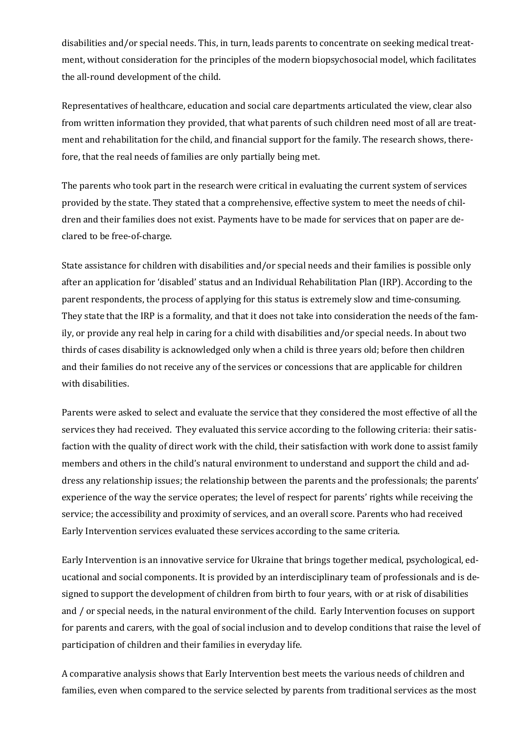disabilities and/or special needs. This, in turn, leads parents to concentrate on seeking medical treatment, without consideration for the principles of the modern biopsychosocial model, which facilitates the all-round development of the child.

Representatives of healthcare, education and social care departments articulated the view, clear also from written information they provided, that what parents of such children need most of all are treatment and rehabilitation for the child, and financial support for the family. The research shows, therefore, that the real needs of families are only partially being met.

The parents who took part in the research were critical in evaluating the current system of services provided by the state. They stated that a comprehensive, effective system to meet the needs of children and their families does not exist. Payments have to be made for services that on paper are declared to be free-of-charge.

State assistance for children with disabilities and/or special needs and their families is possible only after an application for 'disabled' status and an Individual Rehabilitation Plan (IRP). According to the parent respondents, the process of applying for this status is extremely slow and time-consuming. They state that the IRP is a formality, and that it does not take into consideration the needs of the family, or provide any real help in caring for a child with disabilities and/or special needs. In about two thirds of cases disability is acknowledged only when a child is three years old; before then children and their families do not receive any of the services or concessions that are applicable for children with disabilities.

Parents were asked to select and evaluate the service that they considered the most effective of all the services they had received. They evaluated this service according to the following criteria: their satisfaction with the quality of direct work with the child, their satisfaction with work done to assist family members and others in the child's natural environment to understand and support the child and address any relationship issues; the relationship between the parents and the professionals; the parents' experience of the way the service operates; the level of respect for parents' rights while receiving the service; the accessibility and proximity of services, and an overall score. Parents who had received Early Intervention services evaluated these services according to the same criteria.

Early Intervention is an innovative service for Ukraine that brings together medical, psychological, educational and social components. It is provided by an interdisciplinary team of professionals and is designed to support the development of children from birth to four years, with or at risk of disabilities and / or special needs, in the natural environment of the child. Early Intervention focuses on support for parents and carers, with the goal of social inclusion and to develop conditions that raise the level of participation of children and their families in everyday life.

A comparative analysis shows that Early Intervention best meets the various needs of children and families, even when compared to the service selected by parents from traditional services as the most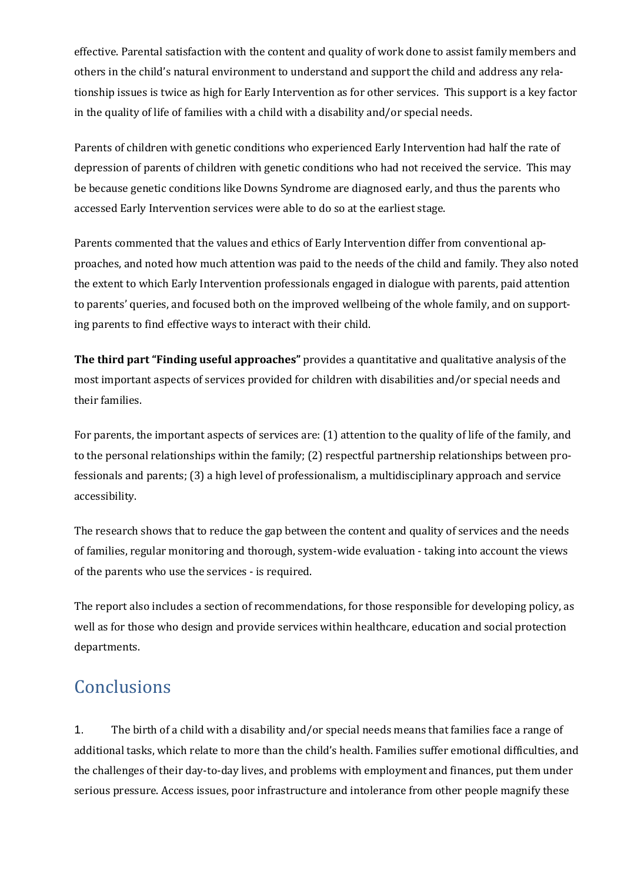effective. Parental satisfaction with the content and quality of work done to assist family members and others in the child's natural environment to understand and support the child and address any relationship issues is twice as high for Early Intervention as for other services. This support is a key factor in the quality of life of families with a child with a disability and/or special needs.

Parents of children with genetic conditions who experienced Early Intervention had half the rate of depression of parents of children with genetic conditions who had not received the service. This may be because genetic conditions like Downs Syndrome are diagnosed early, and thus the parents who accessed Early Intervention services were able to do so at the earliest stage.

Parents commented that the values and ethics of Early Intervention differ from conventional approaches, and noted how much attention was paid to the needs of the child and family. They also noted the extent to which Early Intervention professionals engaged in dialogue with parents, paid attention to parents' queries, and focused both on the improved wellbeing of the whole family, and on supporting parents to find effective ways to interact with their child.

**The third part "Finding useful approaches"** provides a quantitative and qualitative analysis of the most important aspects of services provided for children with disabilities and/or special needs and their families.

For parents, the important aspects of services are: (1) attention to the quality of life of the family, and to the personal relationships within the family; (2) respectful partnership relationships between professionals and parents; (3) a high level of professionalism, a multidisciplinary approach and service accessibility.

The research shows that to reduce the gap between the content and quality of services and the needs of families, regular monitoring and thorough, system-wide evaluation - taking into account the views of the parents who use the services - is required.

The report also includes a section of recommendations, for those responsible for developing policy, as well as for those who design and provide services within healthcare, education and social protection departments.

## Conclusions

1. The birth of a child with a disability and/or special needs means that families face a range of additional tasks, which relate to more than the child's health. Families suffer emotional difficulties, and the challenges of their day-to-day lives, and problems with employment and finances, put them under serious pressure. Access issues, poor infrastructure and intolerance from other people magnify these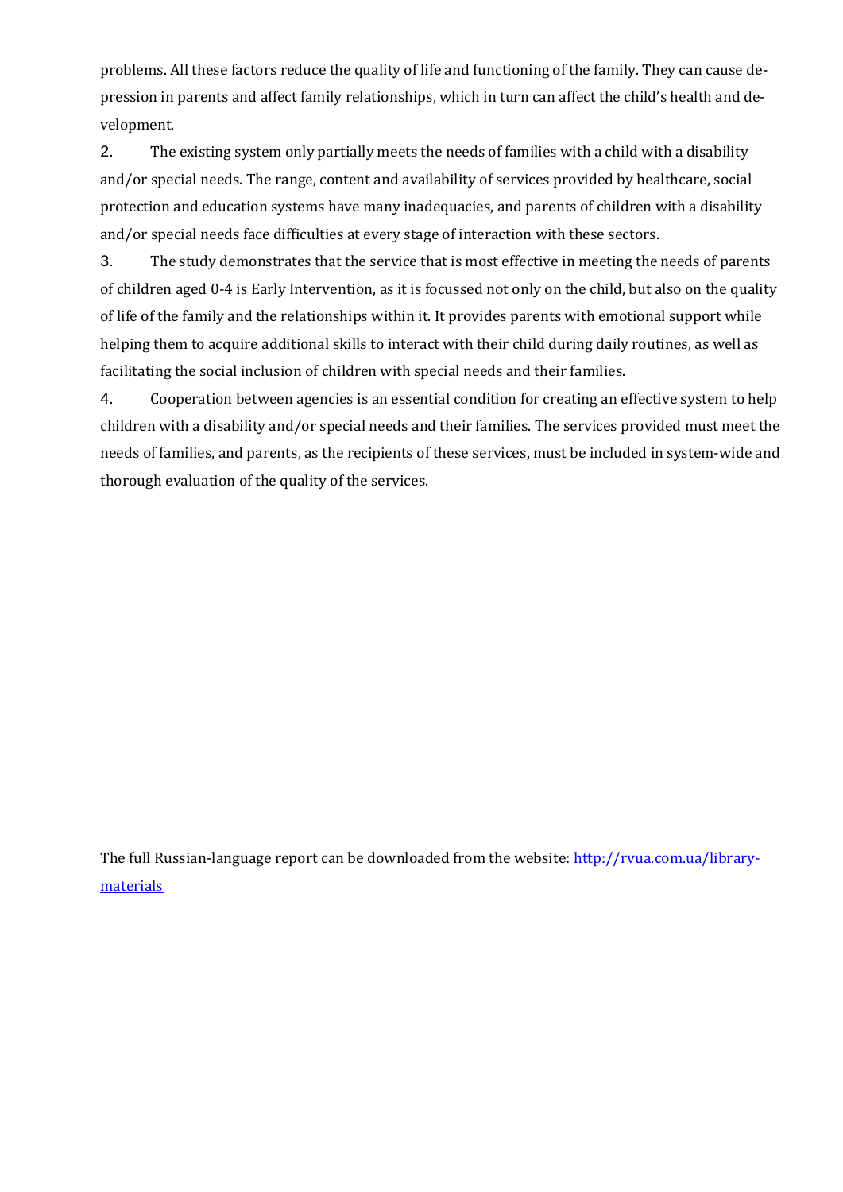problems. All these factors reduce the quality of life and functioning of the family. They can cause depression in parents and affect family relationships, which in turn can affect the child's health and development.

2. The existing system only partially meets the needs of families with a child with a disability and/or special needs. The range, content and availability of services provided by healthcare, social protection and education systems have many inadequacies, and parents of children with a disability and/or special needs face difficulties at every stage of interaction with these sectors.

3. The study demonstrates that the service that is most effective in meeting the needs of parents of children aged 0-4 is Early Intervention, as it is focussed not only on the child, but also on the quality of life of the family and the relationships within it. It provides parents with emotional support while helping them to acquire additional skills to interact with their child during daily routines, as well as facilitating the social inclusion of children with special needs and their families.

4. Cooperation between agencies is an essential condition for creating an effective system to help children with a disability and/or special needs and their families. The services provided must meet the needs of families, and parents, as the recipients of these services, must be included in system-wide and thorough evaluation of the quality of the services.

The full Russian-language report can be downloaded from the website: [http://rvua.com.ua/library-materials](http://rvua.com.ua/library-materials)